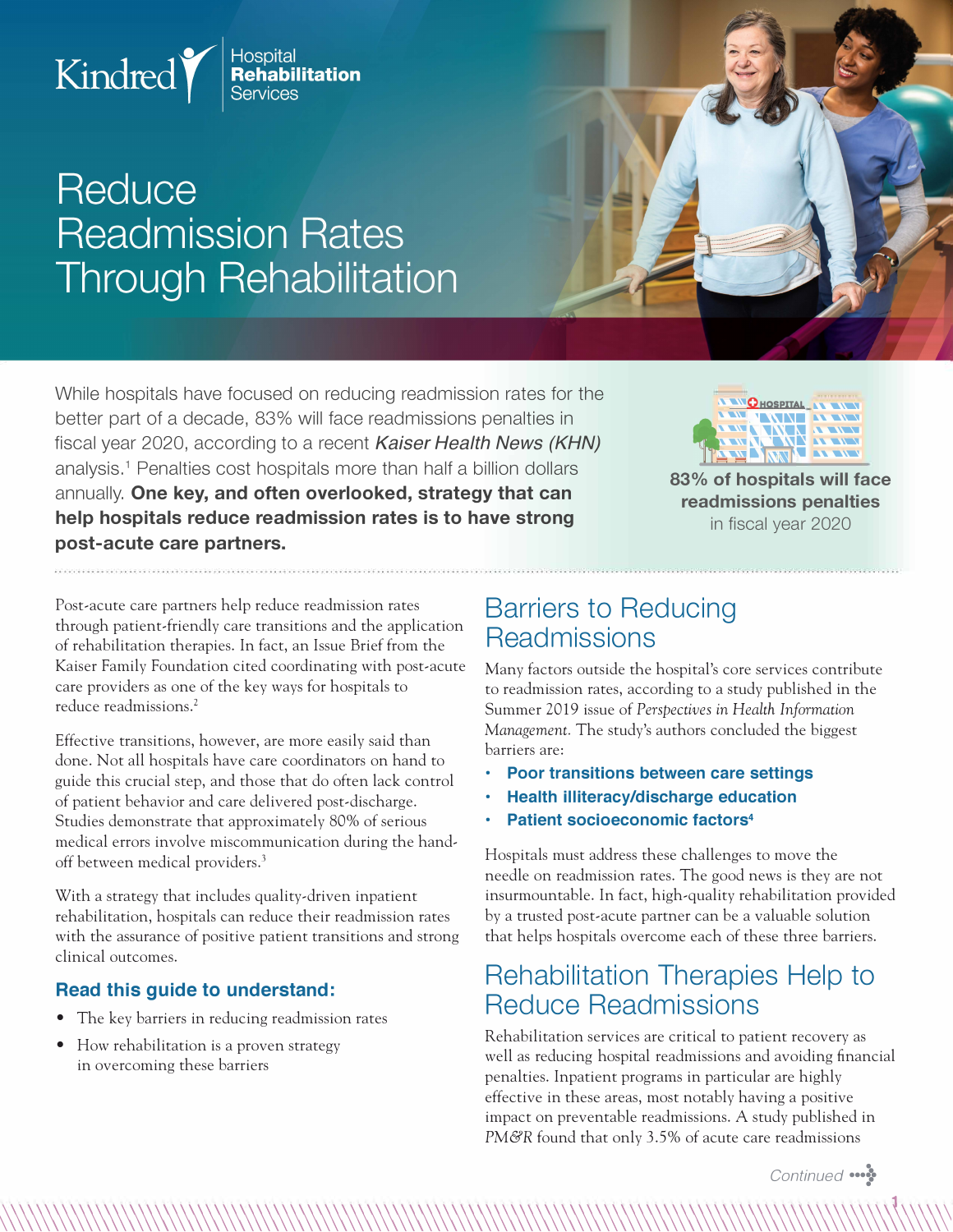Kindred Hospital Rehabilitation Services

# Reduce Readmission Rates Through Rehabilitation

While hospitals have focused on reducing readmission rates for the better part of a decade, 83% will face readmissions penalties in fiscal year 2020, according to a recent *Kaiser Health News (KHN)* analysis.[1] Penalties cost hospitals more than half a billion dollars annually. **One key, and often overlooked, strategy that can help hospitals reduce readmission rates is to have strong post-acute care partners.**

**83% of hospitals will face readmissions penalties** in fiscal year 2020

Post-acute care partners help reduce readmission rates through patient-friendly care transitions and the application of rehabilitation therapies. In fact, an Issue Brief from the Kaiser Family Foundation cited coordinating with post-acute care providers as one of the key ways for hospitals to reduce readmissions.[2]

Effective transitions, however, are more easily said than done. Not all hospitals have care coordinators on hand to guide this crucial step, and those that do often lack control of patient behavior and care delivered post-discharge. Studies demonstrate that approximately 80% of serious medical errors involve miscommunication during the hand-off between medical providers.[3]

With a strategy that includes quality-driven inpatient rehabilitation, hospitals can reduce their readmission rates with the assurance of positive patient transitions and strong clinical outcomes.

### Read this guide to understand:

- The key barriers in reducing readmission rates
- How rehabilitation is a proven strategy in overcoming these barriers

## Barriers to Reducing Readmissions

Many factors outside the hospital's core services contribute to readmission rates, according to a study published in the Summer 2019 issue of *Perspectives in Health Information Management.* The study's authors concluded the biggest barriers are:

- **Poor transitions between care settings**
- **Health illiteracy/discharge education**
- **Patient socioeconomic factors**[4]

Hospitals must address these challenges to move the needle on readmission rates. The good news is they are not insurmountable. In fact, high-quality rehabilitation provided by a trusted post-acute partner can be a valuable solution that helps hospitals overcome each of these three barriers.

## Rehabilitation Therapies Help to Reduce Readmissions

Rehabilitation services are critical to patient recovery as well as reducing hospital readmissions and avoiding financial penalties. Inpatient programs in particular are highly effective in these areas, most notably having a positive impact on preventable readmissions. A study published in *PM&R* found that only 3.5% of acute care readmissions

*Continued*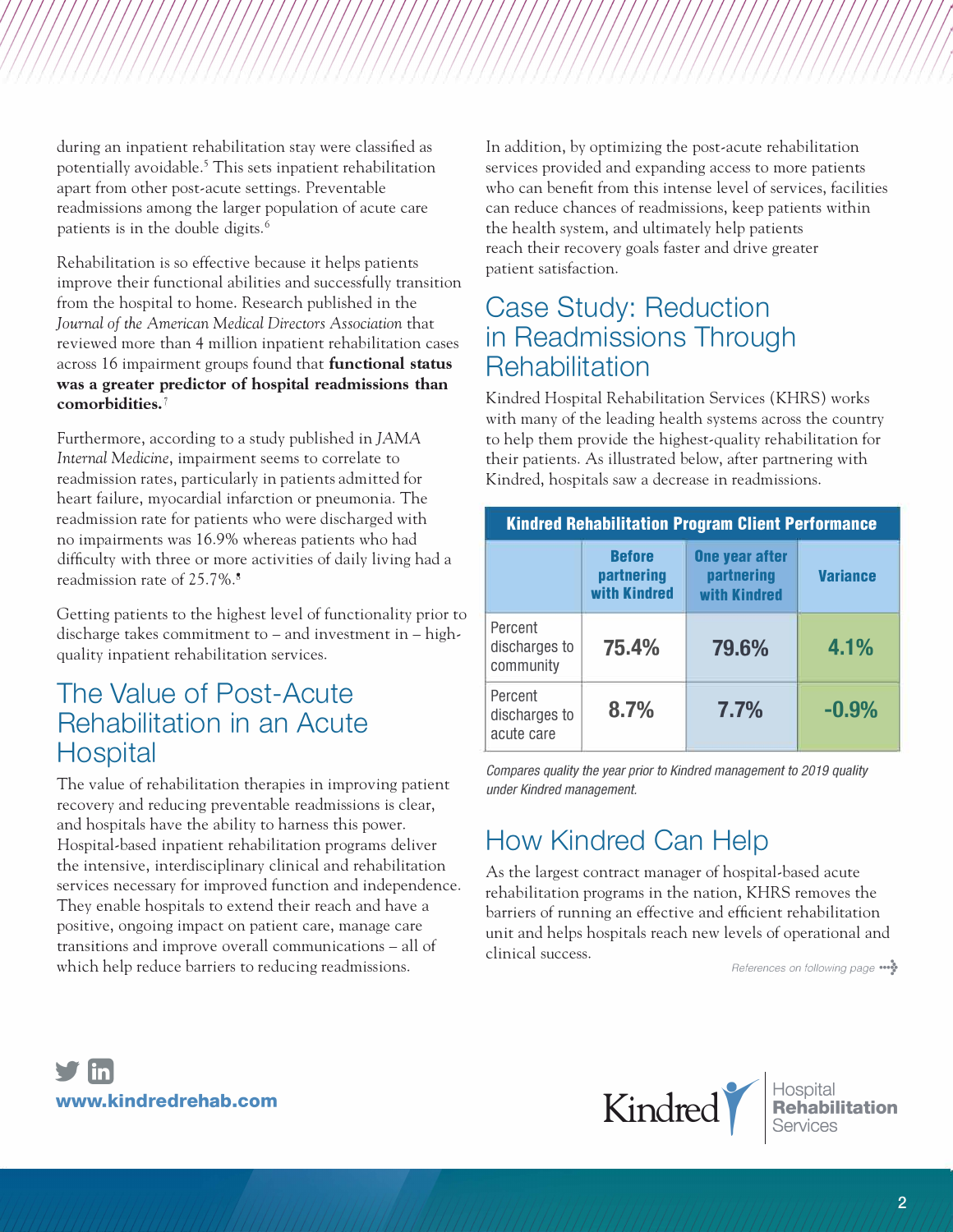during an inpatient rehabilitation stay were classified as potentially avoidable.[5] This sets inpatient rehabilitation apart from other post-acute settings. Preventable readmissions among the larger population of acute care patients is in the double digits.[6]

Rehabilitation is so effective because it helps patients improve their functional abilities and successfully transition from the hospital to home. Research published in the *Journal of the American Medical Directors Association* that reviewed more than 4 million inpatient rehabilitation cases across 16 impairment groups found that **functional status was a greater predictor of hospital readmissions than comorbidities.**[7]

Furthermore, according to a study published in *JAMA Internal Medicine*, impairment seems to correlate to readmission rates, particularly in patients admitted for heart failure, myocardial infarction or pneumonia. The readmission rate for patients who were discharged with no impairments was 16.9% whereas patients who had difficulty with three or more activities of daily living had a readmission rate of 25.7%.[8]

Getting patients to the highest level of functionality prior to discharge takes commitment to – and investment in – high-quality inpatient rehabilitation services.

## The Value of Post-Acute Rehabilitation in an Acute Hospital

The value of rehabilitation therapies in improving patient recovery and reducing preventable readmissions is clear, and hospitals have the ability to harness this power. Hospital-based inpatient rehabilitation programs deliver the intensive, interdisciplinary clinical and rehabilitation services necessary for improved function and independence. They enable hospitals to extend their reach and have a positive, ongoing impact on patient care, manage care transitions and improve overall communications – all of which help reduce barriers to reducing readmissions.

In addition, by optimizing the post-acute rehabilitation services provided and expanding access to more patients who can benefit from this intense level of services, facilities can reduce chances of readmissions, keep patients within the health system, and ultimately help patients reach their recovery goals faster and drive greater patient satisfaction.

## Case Study: Reduction in Readmissions Through Rehabilitation

Kindred Hospital Rehabilitation Services (KHRS) works with many of the leading health systems across the country to help them provide the highest-quality rehabilitation for their patients. As illustrated below, after partnering with Kindred, hospitals saw a decrease in readmissions.

**Kindred Rehabilitation Program Client Performance**

| | Before partnering with Kindred | One year after partnering with Kindred | Variance |
|---|---|---|---|
| Percent discharges to community | 75.4% | 79.6% | 4.1% |
| Percent discharges to acute care | 8.7% | 7.7% | -0.9% |

*Compares quality the year prior to Kindred management to 2019 quality under Kindred management.*

## How Kindred Can Help

As the largest contract manager of hospital-based acute rehabilitation programs in the nation, KHRS removes the barriers of running an effective and efficient rehabilitation unit and helps hospitals reach new levels of operational and clinical success.

References on following page

www.kindredrehab.com

Kindred Hospital Rehabilitation Services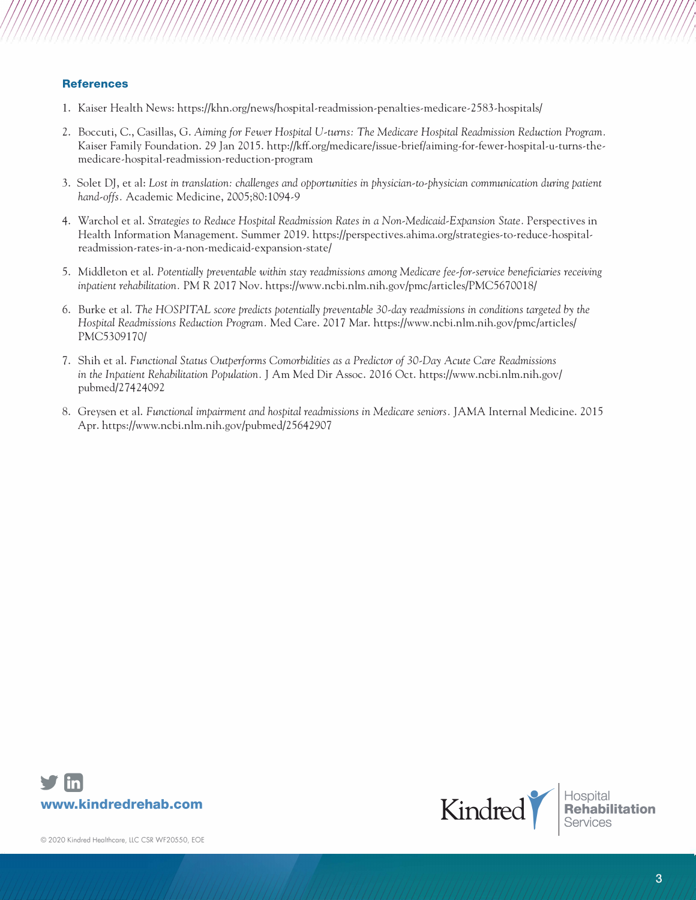### References

1. Kaiser Health News: https://khn.org/news/hospital-readmission-penalties-medicare-2583-hospitals/
2. Boccuti, C., Casillas, G. *Aiming for Fewer Hospital U-turns: The Medicare Hospital Readmission Reduction Program*. Kaiser Family Foundation. 29 Jan 2015. http://kff.org/medicare/issue-brief/aiming-for-fewer-hospital-u-turns-the-medicare-hospital-readmission-reduction-program
3. Solet DJ, et al: *Lost in translation: challenges and opportunities in physician-to-physician communication during patient hand-offs*. Academic Medicine, 2005;80:1094-9
4. Warchol et al. *Strategies to Reduce Hospital Readmission Rates in a Non-Medicaid-Expansion State*. Perspectives in Health Information Management. Summer 2019. https://perspectives.ahima.org/strategies-to-reduce-hospital-readmission-rates-in-a-non-medicaid-expansion-state/
5. Middleton et al. *Potentially preventable within stay readmissions among Medicare fee-for-service beneficiaries receiving inpatient rehabilitation*. PM R 2017 Nov. https://www.ncbi.nlm.nih.gov/pmc/articles/PMC5670018/
6. Burke et al. *The HOSPITAL score predicts potentially preventable 30-day readmissions in conditions targeted by the Hospital Readmissions Reduction Program*. Med Care. 2017 Mar. https://www.ncbi.nlm.nih.gov/pmc/articles/PMC5309170/
7. Shih et al. *Functional Status Outperforms Comorbidities as a Predictor of 30-Day Acute Care Readmissions in the Inpatient Rehabilitation Population*. J Am Med Dir Assoc. 2016 Oct. https://www.ncbi.nlm.nih.gov/pubmed/27424092
8. Greysen et al. *Functional impairment and hospital readmissions in Medicare seniors*. JAMA Internal Medicine. 2015 Apr. https://www.ncbi.nlm.nih.gov/pubmed/25642907

**www.kindredrehab.com**

Kindred | Hospital **Rehabilitation** Services

© 2020 Kindred Healthcare, LLC CSR WF20550, EOE